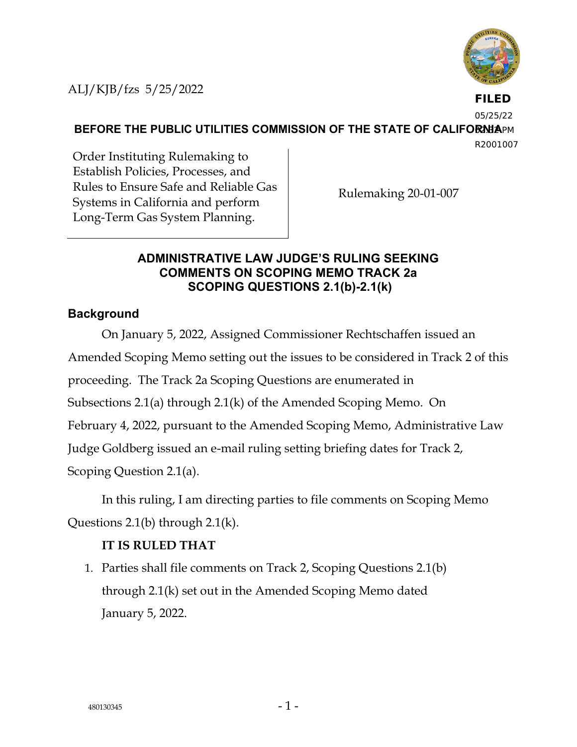ALJ/KJB/fzs 5/25/2022

**FILED**
05/25/22
02:13 PM
R2001007

**BEFORE THE PUBLIC UTILITIES COMMISSION OF THE STATE OF CALIFORNIA**

| Order Instituting Rulemaking to Establish Policies, Processes, and Rules to Ensure Safe and Reliable Gas Systems in California and perform Long-Term Gas System Planning. | Rulemaking 20-01-007 |
|---|---|

## ADMINISTRATIVE LAW JUDGE'S RULING SEEKING COMMENTS ON SCOPING MEMO TRACK 2a SCOPING QUESTIONS 2.1(b)-2.1(k)

### Background

On January 5, 2022, Assigned Commissioner Rechtschaffen issued an Amended Scoping Memo setting out the issues to be considered in Track 2 of this proceeding. The Track 2a Scoping Questions are enumerated in Subsections 2.1(a) through 2.1(k) of the Amended Scoping Memo. On February 4, 2022, pursuant to the Amended Scoping Memo, Administrative Law Judge Goldberg issued an e-mail ruling setting briefing dates for Track 2, Scoping Question 2.1(a).

In this ruling, I am directing parties to file comments on Scoping Memo Questions 2.1(b) through 2.1(k).

**IT IS RULED THAT**

1. Parties shall file comments on Track 2, Scoping Questions 2.1(b) through 2.1(k) set out in the Amended Scoping Memo dated January 5, 2022.

480130345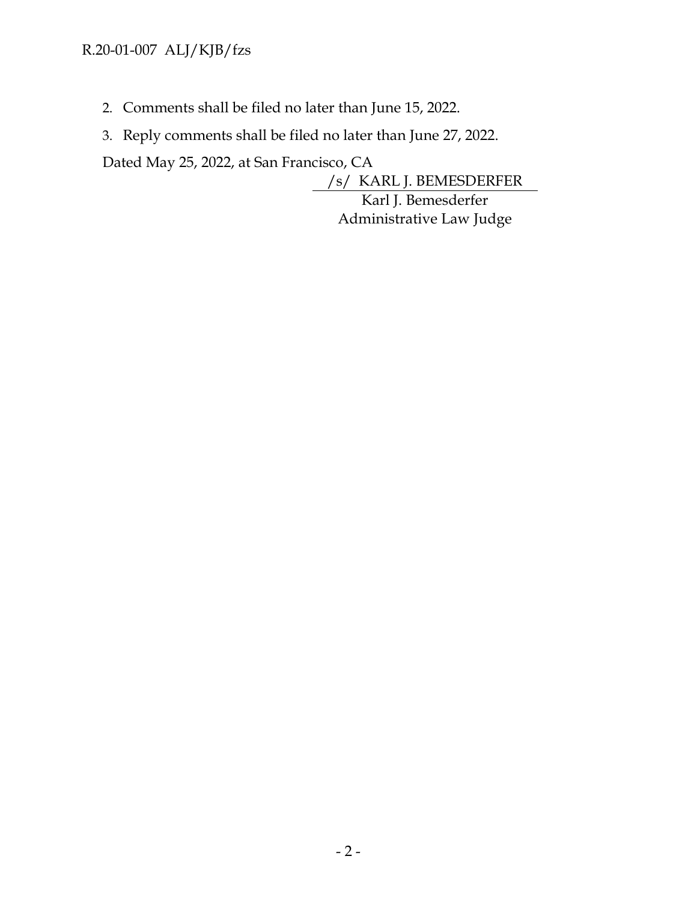2. Comments shall be filed no later than June 15, 2022.
3. Reply comments shall be filed no later than June 27, 2022.

Dated May 25, 2022, at San Francisco, CA

/s/ KARL J. BEMESDERFER

Karl J. Bemesderfer
Administrative Law Judge